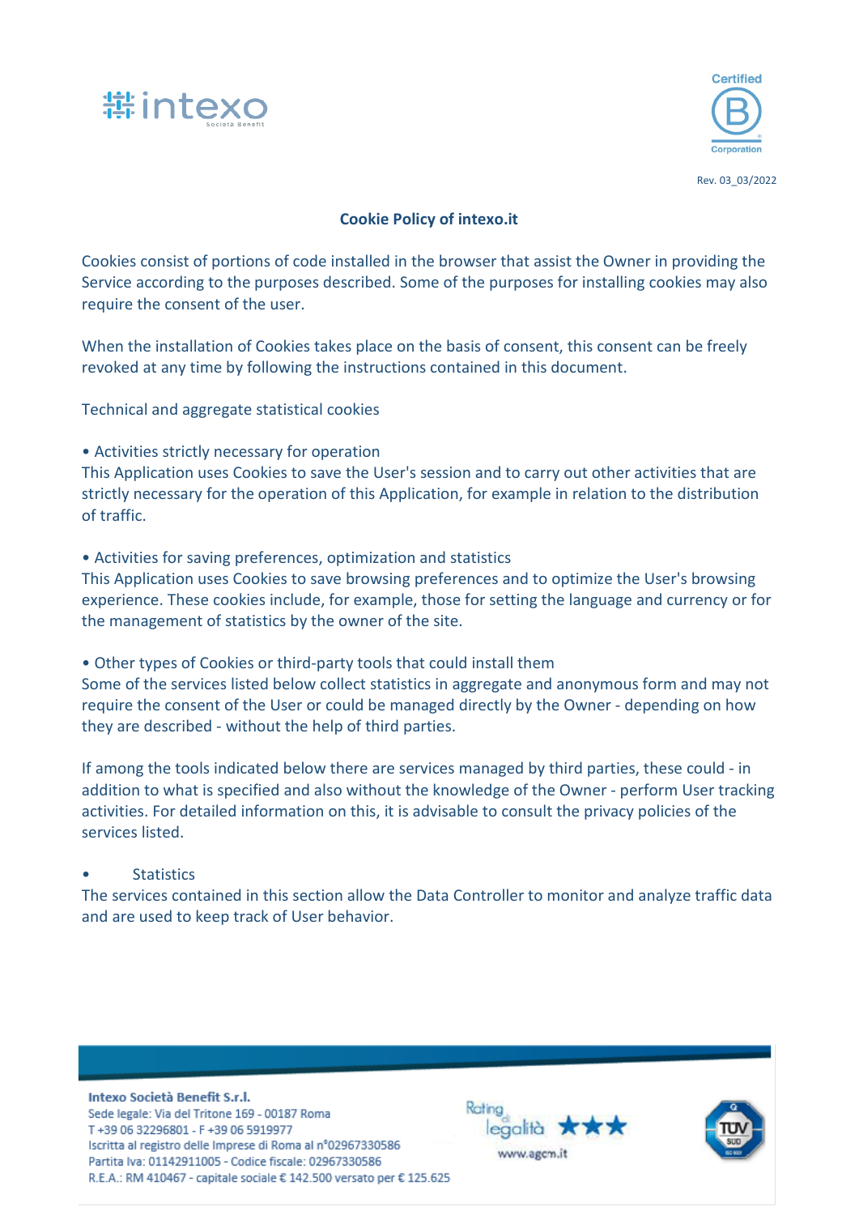Rev. 03_03/2022

## Cookie Policy of intexo.it

Cookies consist of portions of code installed in the browser that assist the Owner in providing the Service according to the purposes described. Some of the purposes for installing cookies may also require the consent of the user.

When the installation of Cookies takes place on the basis of consent, this consent can be freely revoked at any time by following the instructions contained in this document.

Technical and aggregate statistical cookies

- Activities strictly necessary for operation

This Application uses Cookies to save the User's session and to carry out other activities that are strictly necessary for the operation of this Application, for example in relation to the distribution of traffic.

- Activities for saving preferences, optimization and statistics

This Application uses Cookies to save browsing preferences and to optimize the User's browsing experience. These cookies include, for example, those for setting the language and currency or for the management of statistics by the owner of the site.

- Other types of Cookies or third-party tools that could install them

Some of the services listed below collect statistics in aggregate and anonymous form and may not require the consent of the User or could be managed directly by the Owner - depending on how they are described - without the help of third parties.

If among the tools indicated below there are services managed by third parties, these could - in addition to what is specified and also without the knowledge of the Owner - perform User tracking activities. For detailed information on this, it is advisable to consult the privacy policies of the services listed.

- Statistics

The services contained in this section allow the Data Controller to monitor and analyze traffic data and are used to keep track of User behavior.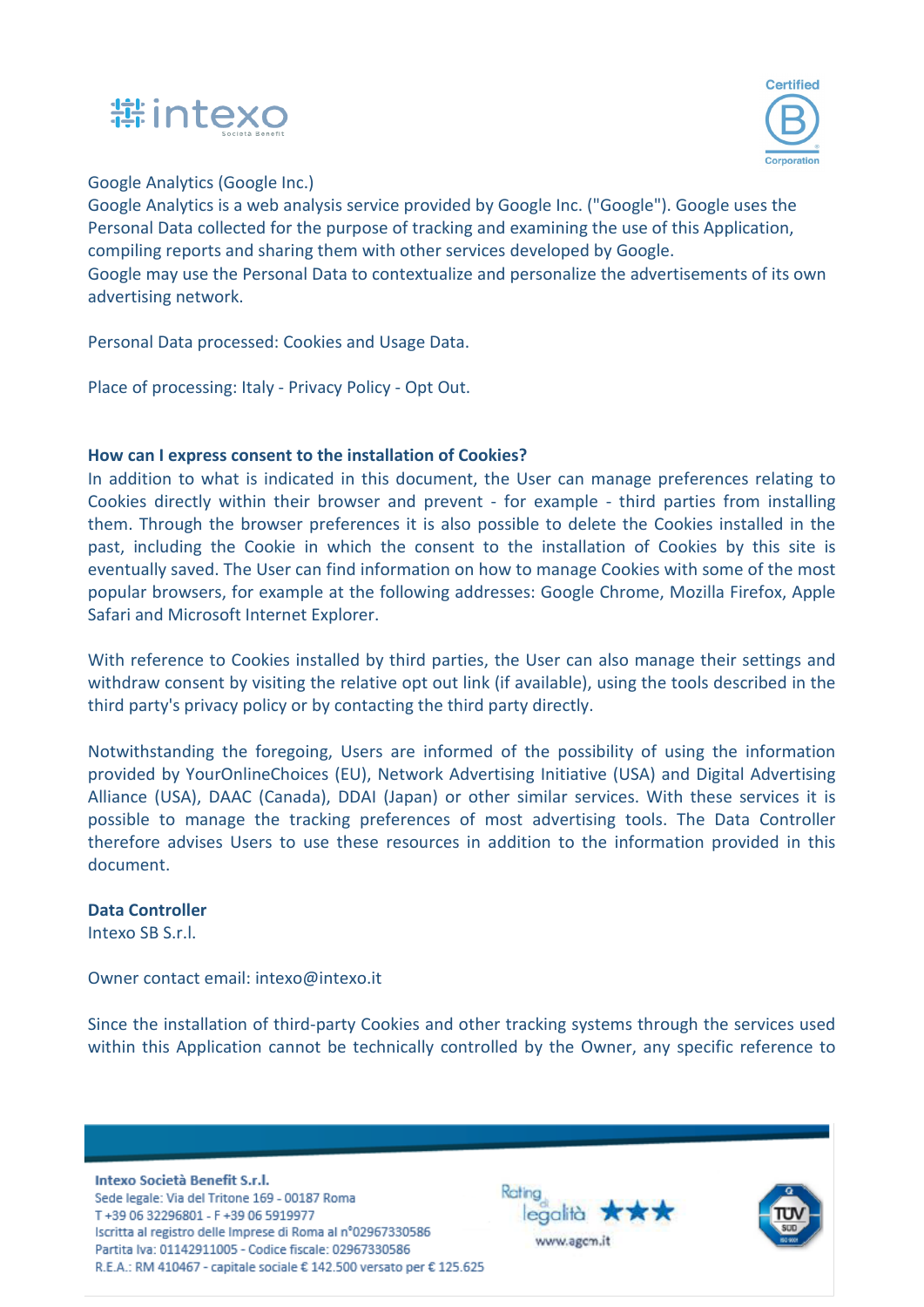Google Analytics (Google Inc.)
Google Analytics is a web analysis service provided by Google Inc. ("Google"). Google uses the Personal Data collected for the purpose of tracking and examining the use of this Application, compiling reports and sharing them with other services developed by Google.
Google may use the Personal Data to contextualize and personalize the advertisements of its own advertising network.

Personal Data processed: Cookies and Usage Data.

Place of processing: Italy - Privacy Policy - Opt Out.

**How can I express consent to the installation of Cookies?**

In addition to what is indicated in this document, the User can manage preferences relating to Cookies directly within their browser and prevent - for example - third parties from installing them. Through the browser preferences it is also possible to delete the Cookies installed in the past, including the Cookie in which the consent to the installation of Cookies by this site is eventually saved. The User can find information on how to manage Cookies with some of the most popular browsers, for example at the following addresses: Google Chrome, Mozilla Firefox, Apple Safari and Microsoft Internet Explorer.

With reference to Cookies installed by third parties, the User can also manage their settings and withdraw consent by visiting the relative opt out link (if available), using the tools described in the third party's privacy policy or by contacting the third party directly.

Notwithstanding the foregoing, Users are informed of the possibility of using the information provided by YourOnlineChoices (EU), Network Advertising Initiative (USA) and Digital Advertising Alliance (USA), DAAC (Canada), DDAI (Japan) or other similar services. With these services it is possible to manage the tracking preferences of most advertising tools. The Data Controller therefore advises Users to use these resources in addition to the information provided in this document.

**Data Controller**

Intexo SB S.r.l.

Owner contact email: intexo@intexo.it

Since the installation of third-party Cookies and other tracking systems through the services used within this Application cannot be technically controlled by the Owner, any specific reference to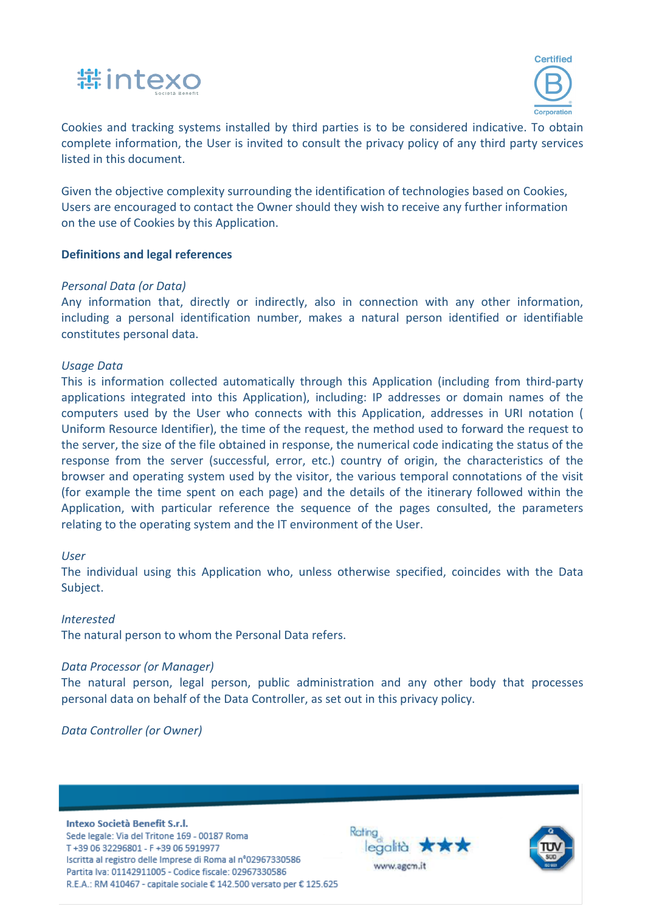Cookies and tracking systems installed by third parties is to be considered indicative. To obtain complete information, the User is invited to consult the privacy policy of any third party services listed in this document.

Given the objective complexity surrounding the identification of technologies based on Cookies, Users are encouraged to contact the Owner should they wish to receive any further information on the use of Cookies by this Application.

**Definitions and legal references**

*Personal Data (or Data)*
Any information that, directly or indirectly, also in connection with any other information, including a personal identification number, makes a natural person identified or identifiable constitutes personal data.

*Usage Data*
This is information collected automatically through this Application (including from third-party applications integrated into this Application), including: IP addresses or domain names of the computers used by the User who connects with this Application, addresses in URI notation ( Uniform Resource Identifier), the time of the request, the method used to forward the request to the server, the size of the file obtained in response, the numerical code indicating the status of the response from the server (successful, error, etc.) country of origin, the characteristics of the browser and operating system used by the visitor, the various temporal connotations of the visit (for example the time spent on each page) and the details of the itinerary followed within the Application, with particular reference the sequence of the pages consulted, the parameters relating to the operating system and the IT environment of the User.

*User*
The individual using this Application who, unless otherwise specified, coincides with the Data Subject.

*Interested*
The natural person to whom the Personal Data refers.

*Data Processor (or Manager)*
The natural person, legal person, public administration and any other body that processes personal data on behalf of the Data Controller, as set out in this privacy policy.

*Data Controller (or Owner)*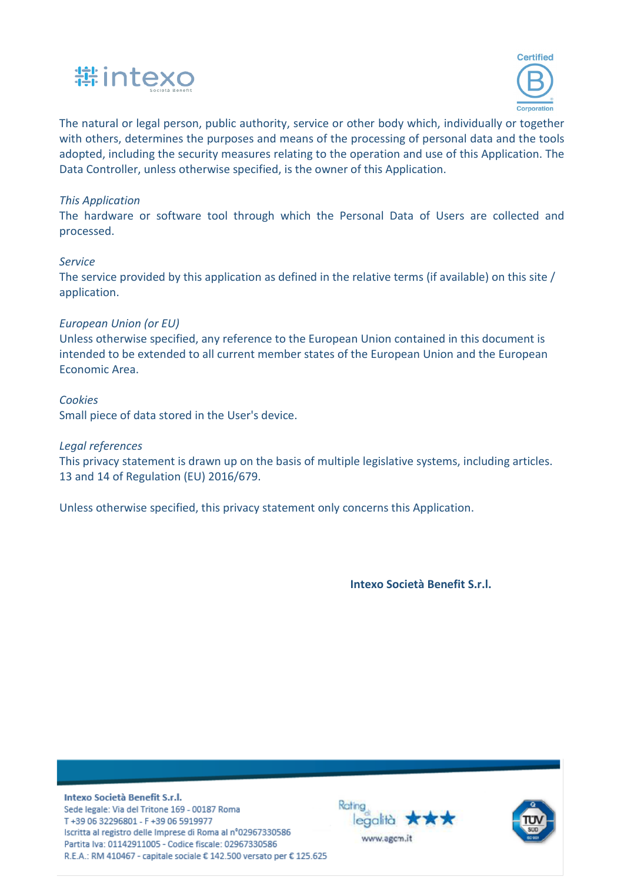The natural or legal person, public authority, service or other body which, individually or together with others, determines the purposes and means of the processing of personal data and the tools adopted, including the security measures relating to the operation and use of this Application. The Data Controller, unless otherwise specified, is the owner of this Application.

*This Application*
The hardware or software tool through which the Personal Data of Users are collected and processed.

*Service*
The service provided by this application as defined in the relative terms (if available) on this site / application.

*European Union (or EU)*
Unless otherwise specified, any reference to the European Union contained in this document is intended to be extended to all current member states of the European Union and the European Economic Area.

*Cookies*
Small piece of data stored in the User's device.

*Legal references*
This privacy statement is drawn up on the basis of multiple legislative systems, including articles. 13 and 14 of Regulation (EU) 2016/679.

Unless otherwise specified, this privacy statement only concerns this Application.

**Intexo Società Benefit S.r.l.**